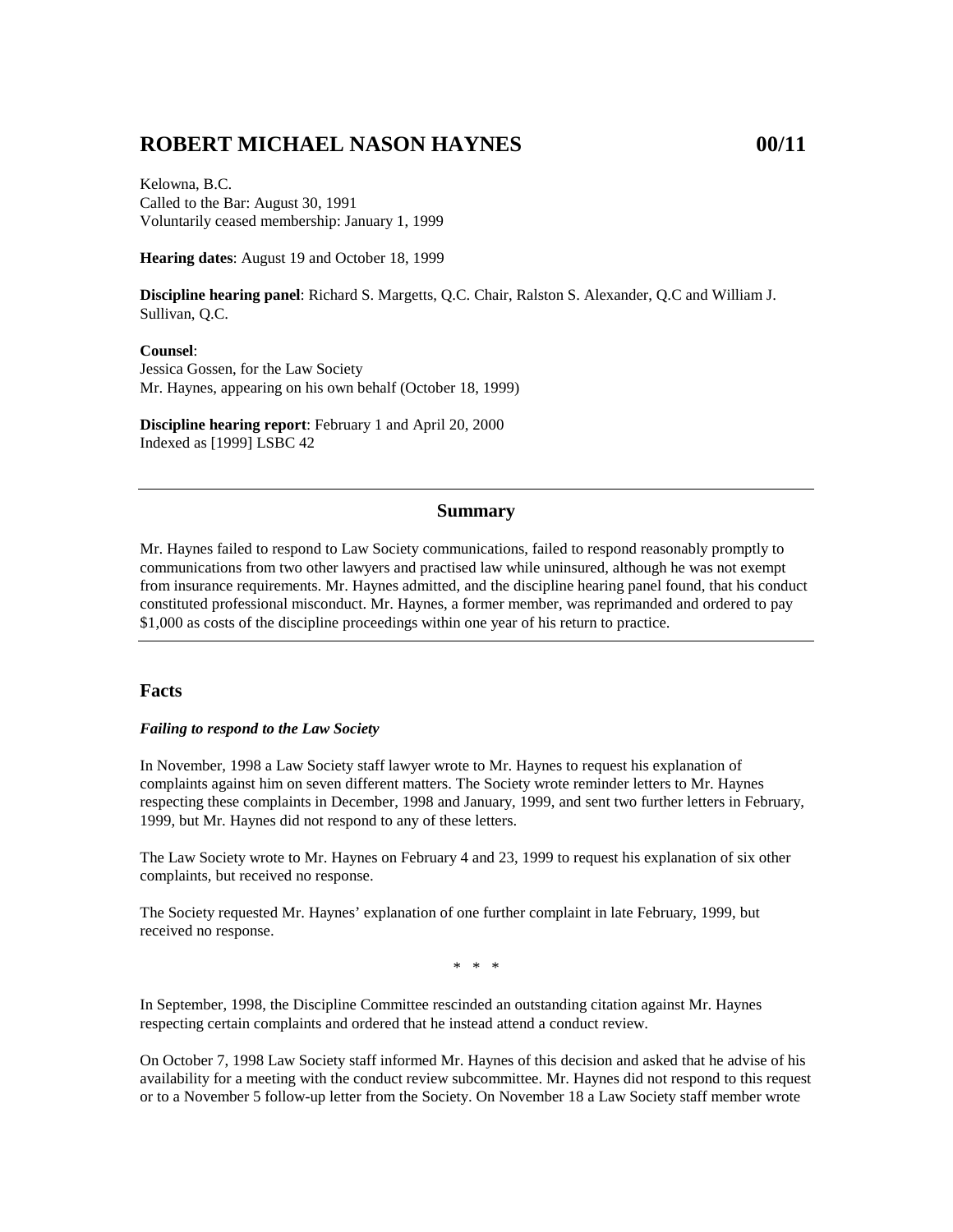# ROBERT MICHAEL NASON HAYNES 00/11

Kelowna, B.C.
Called to the Bar: August 30, 1991
Voluntarily ceased membership: January 1, 1999

**Hearing dates**: August 19 and October 18, 1999

**Discipline hearing panel**: Richard S. Margetts, Q.C. Chair, Ralston S. Alexander, Q.C and William J. Sullivan, Q.C.

**Counsel**:
Jessica Gossen, for the Law Society
Mr. Haynes, appearing on his own behalf (October 18, 1999)

**Discipline hearing report**: February 1 and April 20, 2000
Indexed as [1999] LSBC 42

---

## Summary

Mr. Haynes failed to respond to Law Society communications, failed to respond reasonably promptly to communications from two other lawyers and practised law while uninsured, although he was not exempt from insurance requirements. Mr. Haynes admitted, and the discipline hearing panel found, that his conduct constituted professional misconduct. Mr. Haynes, a former member, was reprimanded and ordered to pay $1,000 as costs of the discipline proceedings within one year of his return to practice.

---

## Facts

### *Failing to respond to the Law Society*

In November, 1998 a Law Society staff lawyer wrote to Mr. Haynes to request his explanation of complaints against him on seven different matters. The Society wrote reminder letters to Mr. Haynes respecting these complaints in December, 1998 and January, 1999, and sent two further letters in February, 1999, but Mr. Haynes did not respond to any of these letters.

The Law Society wrote to Mr. Haynes on February 4 and 23, 1999 to request his explanation of six other complaints, but received no response.

The Society requested Mr. Haynes' explanation of one further complaint in late February, 1999, but received no response.

\* \* \*

In September, 1998, the Discipline Committee rescinded an outstanding citation against Mr. Haynes respecting certain complaints and ordered that he instead attend a conduct review.

On October 7, 1998 Law Society staff informed Mr. Haynes of this decision and asked that he advise of his availability for a meeting with the conduct review subcommittee. Mr. Haynes did not respond to this request or to a November 5 follow-up letter from the Society. On November 18 a Law Society staff member wrote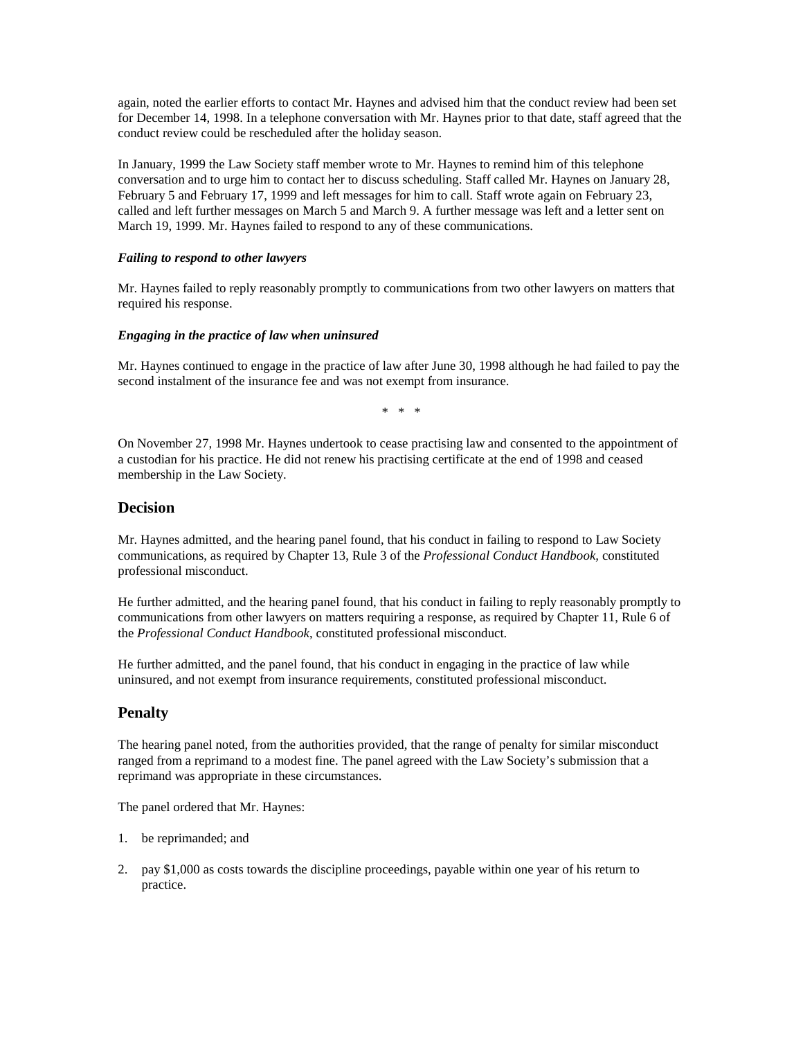again, noted the earlier efforts to contact Mr. Haynes and advised him that the conduct review had been set for December 14, 1998. In a telephone conversation with Mr. Haynes prior to that date, staff agreed that the conduct review could be rescheduled after the holiday season.

In January, 1999 the Law Society staff member wrote to Mr. Haynes to remind him of this telephone conversation and to urge him to contact her to discuss scheduling. Staff called Mr. Haynes on January 28, February 5 and February 17, 1999 and left messages for him to call. Staff wrote again on February 23, called and left further messages on March 5 and March 9. A further message was left and a letter sent on March 19, 1999. Mr. Haynes failed to respond to any of these communications.

***Failing to respond to other lawyers***

Mr. Haynes failed to reply reasonably promptly to communications from two other lawyers on matters that required his response.

***Engaging in the practice of law when uninsured***

Mr. Haynes continued to engage in the practice of law after June 30, 1998 although he had failed to pay the second instalment of the insurance fee and was not exempt from insurance.

\* \* \*

On November 27, 1998 Mr. Haynes undertook to cease practising law and consented to the appointment of a custodian for his practice. He did not renew his practising certificate at the end of 1998 and ceased membership in the Law Society.

## Decision

Mr. Haynes admitted, and the hearing panel found, that his conduct in failing to respond to Law Society communications, as required by Chapter 13, Rule 3 of the *Professional Conduct Handbook*, constituted professional misconduct.

He further admitted, and the hearing panel found, that his conduct in failing to reply reasonably promptly to communications from other lawyers on matters requiring a response, as required by Chapter 11, Rule 6 of the *Professional Conduct Handbook*, constituted professional misconduct.

He further admitted, and the panel found, that his conduct in engaging in the practice of law while uninsured, and not exempt from insurance requirements, constituted professional misconduct.

## Penalty

The hearing panel noted, from the authorities provided, that the range of penalty for similar misconduct ranged from a reprimand to a modest fine. The panel agreed with the Law Society's submission that a reprimand was appropriate in these circumstances.

The panel ordered that Mr. Haynes:

1. be reprimanded; and
2. pay $1,000 as costs towards the discipline proceedings, payable within one year of his return to practice.